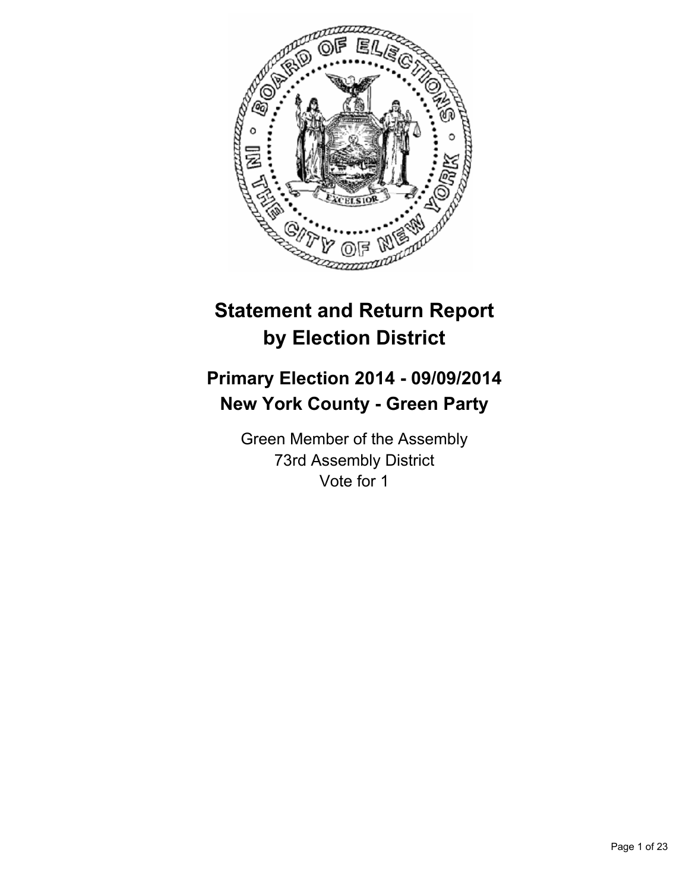# Statement and Return Report by Election District

## Primary Election 2014 - 09/09/2014
## New York County - Green Party

Green Member of the Assembly
73rd Assembly District
Vote for 1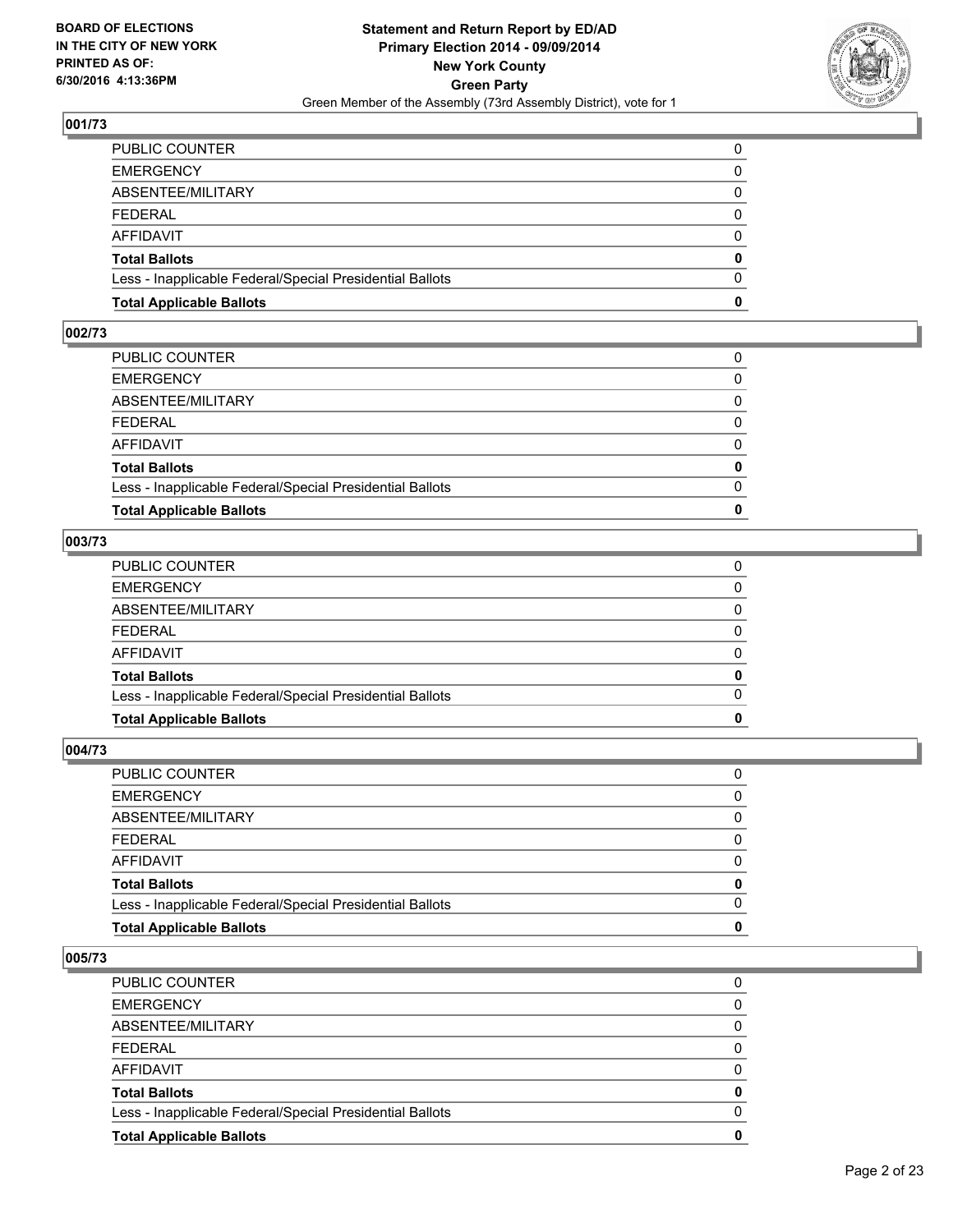**BOARD OF ELECTIONS IN THE CITY OF NEW YORK PRINTED AS OF: 6/30/2016 4:13:36PM**

**Statement and Return Report by ED/AD Primary Election 2014 - 09/09/2014 New York County Green Party**
Green Member of the Assembly (73rd Assembly District), vote for 1

### 001/73

| | |
|---|---|
| PUBLIC COUNTER | 0 |
| EMERGENCY | 0 |
| ABSENTEE/MILITARY | 0 |
| FEDERAL | 0 |
| AFFIDAVIT | 0 |
| **Total Ballots** | **0** |
| Less - Inapplicable Federal/Special Presidential Ballots | 0 |
| **Total Applicable Ballots** | **0** |

### 002/73

| | |
|---|---|
| PUBLIC COUNTER | 0 |
| EMERGENCY | 0 |
| ABSENTEE/MILITARY | 0 |
| FEDERAL | 0 |
| AFFIDAVIT | 0 |
| **Total Ballots** | **0** |
| Less - Inapplicable Federal/Special Presidential Ballots | 0 |
| **Total Applicable Ballots** | **0** |

### 003/73

| | |
|---|---|
| PUBLIC COUNTER | 0 |
| EMERGENCY | 0 |
| ABSENTEE/MILITARY | 0 |
| FEDERAL | 0 |
| AFFIDAVIT | 0 |
| **Total Ballots** | **0** |
| Less - Inapplicable Federal/Special Presidential Ballots | 0 |
| **Total Applicable Ballots** | **0** |

### 004/73

| | |
|---|---|
| PUBLIC COUNTER | 0 |
| EMERGENCY | 0 |
| ABSENTEE/MILITARY | 0 |
| FEDERAL | 0 |
| AFFIDAVIT | 0 |
| **Total Ballots** | **0** |
| Less - Inapplicable Federal/Special Presidential Ballots | 0 |
| **Total Applicable Ballots** | **0** |

### 005/73

| | |
|---|---|
| PUBLIC COUNTER | 0 |
| EMERGENCY | 0 |
| ABSENTEE/MILITARY | 0 |
| FEDERAL | 0 |
| AFFIDAVIT | 0 |
| **Total Ballots** | **0** |
| Less - Inapplicable Federal/Special Presidential Ballots | 0 |
| **Total Applicable Ballots** | **0** |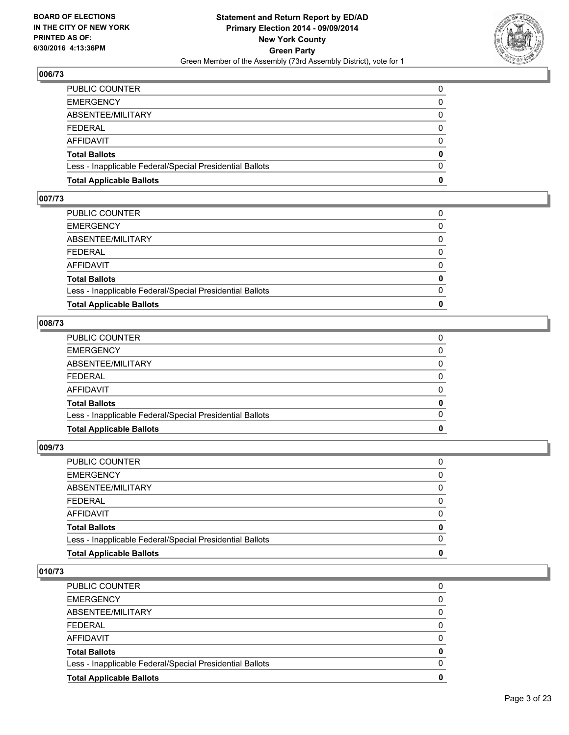**BOARD OF ELECTIONS IN THE CITY OF NEW YORK PRINTED AS OF: 6/30/2016 4:13:36PM**

**Statement and Return Report by ED/AD Primary Election 2014 - 09/09/2014 New York County Green Party**
Green Member of the Assembly (73rd Assembly District), vote for 1

### 006/73

| | |
|---|---|
| PUBLIC COUNTER | 0 |
| EMERGENCY | 0 |
| ABSENTEE/MILITARY | 0 |
| FEDERAL | 0 |
| AFFIDAVIT | 0 |
| **Total Ballots** | **0** |
| Less - Inapplicable Federal/Special Presidential Ballots | 0 |
| **Total Applicable Ballots** | **0** |

### 007/73

| | |
|---|---|
| PUBLIC COUNTER | 0 |
| EMERGENCY | 0 |
| ABSENTEE/MILITARY | 0 |
| FEDERAL | 0 |
| AFFIDAVIT | 0 |
| **Total Ballots** | **0** |
| Less - Inapplicable Federal/Special Presidential Ballots | 0 |
| **Total Applicable Ballots** | **0** |

### 008/73

| | |
|---|---|
| PUBLIC COUNTER | 0 |
| EMERGENCY | 0 |
| ABSENTEE/MILITARY | 0 |
| FEDERAL | 0 |
| AFFIDAVIT | 0 |
| **Total Ballots** | **0** |
| Less - Inapplicable Federal/Special Presidential Ballots | 0 |
| **Total Applicable Ballots** | **0** |

### 009/73

| | |
|---|---|
| PUBLIC COUNTER | 0 |
| EMERGENCY | 0 |
| ABSENTEE/MILITARY | 0 |
| FEDERAL | 0 |
| AFFIDAVIT | 0 |
| **Total Ballots** | **0** |
| Less - Inapplicable Federal/Special Presidential Ballots | 0 |
| **Total Applicable Ballots** | **0** |

### 010/73

| | |
|---|---|
| PUBLIC COUNTER | 0 |
| EMERGENCY | 0 |
| ABSENTEE/MILITARY | 0 |
| FEDERAL | 0 |
| AFFIDAVIT | 0 |
| **Total Ballots** | **0** |
| Less - Inapplicable Federal/Special Presidential Ballots | 0 |
| **Total Applicable Ballots** | **0** |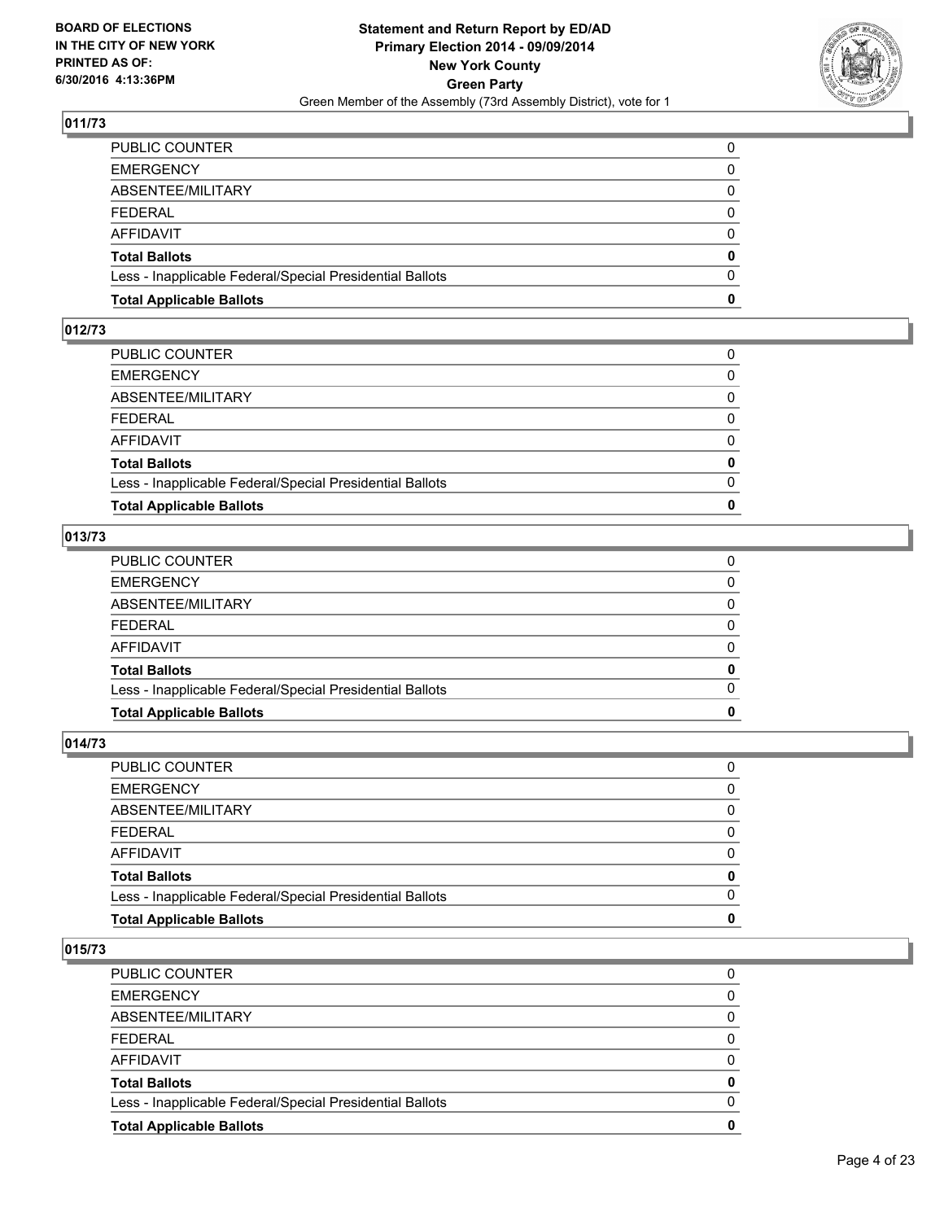## 011/73

| | |
|---|---|
| PUBLIC COUNTER | 0 |
| EMERGENCY | 0 |
| ABSENTEE/MILITARY | 0 |
| FEDERAL | 0 |
| AFFIDAVIT | 0 |
| **Total Ballots** | **0** |
| Less - Inapplicable Federal/Special Presidential Ballots | 0 |
| **Total Applicable Ballots** | **0** |

## 012/73

| | |
|---|---|
| PUBLIC COUNTER | 0 |
| EMERGENCY | 0 |
| ABSENTEE/MILITARY | 0 |
| FEDERAL | 0 |
| AFFIDAVIT | 0 |
| **Total Ballots** | **0** |
| Less - Inapplicable Federal/Special Presidential Ballots | 0 |
| **Total Applicable Ballots** | **0** |

## 013/73

| | |
|---|---|
| PUBLIC COUNTER | 0 |
| EMERGENCY | 0 |
| ABSENTEE/MILITARY | 0 |
| FEDERAL | 0 |
| AFFIDAVIT | 0 |
| **Total Ballots** | **0** |
| Less - Inapplicable Federal/Special Presidential Ballots | 0 |
| **Total Applicable Ballots** | **0** |

## 014/73

| | |
|---|---|
| PUBLIC COUNTER | 0 |
| EMERGENCY | 0 |
| ABSENTEE/MILITARY | 0 |
| FEDERAL | 0 |
| AFFIDAVIT | 0 |
| **Total Ballots** | **0** |
| Less - Inapplicable Federal/Special Presidential Ballots | 0 |
| **Total Applicable Ballots** | **0** |

## 015/73

| | |
|---|---|
| PUBLIC COUNTER | 0 |
| EMERGENCY | 0 |
| ABSENTEE/MILITARY | 0 |
| FEDERAL | 0 |
| AFFIDAVIT | 0 |
| **Total Ballots** | **0** |
| Less - Inapplicable Federal/Special Presidential Ballots | 0 |
| **Total Applicable Ballots** | **0** |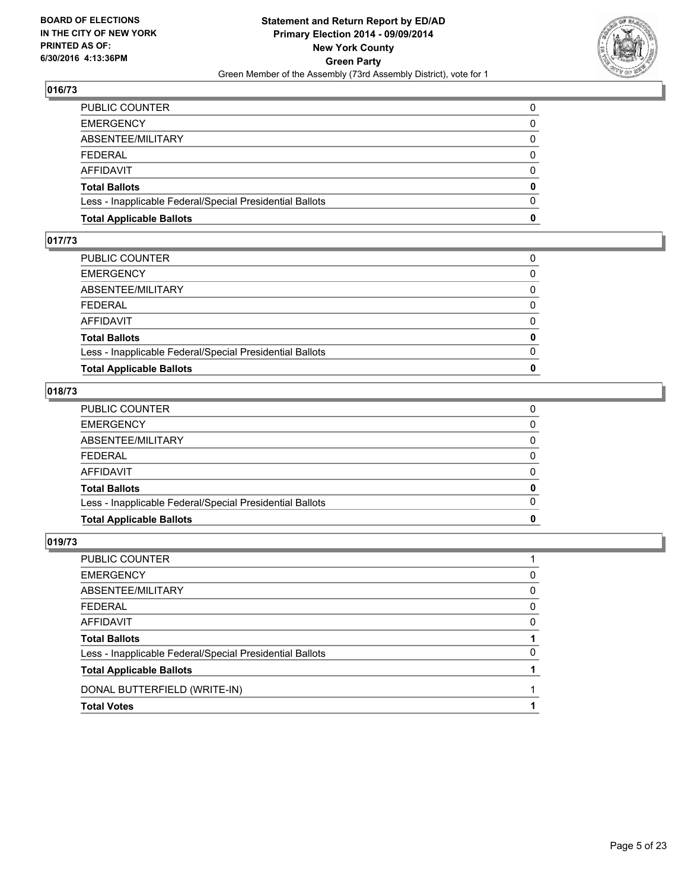## 016/73

| | |
|---|---|
| PUBLIC COUNTER | 0 |
| EMERGENCY | 0 |
| ABSENTEE/MILITARY | 0 |
| FEDERAL | 0 |
| AFFIDAVIT | 0 |
| **Total Ballots** | **0** |
| Less - Inapplicable Federal/Special Presidential Ballots | 0 |
| **Total Applicable Ballots** | **0** |

## 017/73

| | |
|---|---|
| PUBLIC COUNTER | 0 |
| EMERGENCY | 0 |
| ABSENTEE/MILITARY | 0 |
| FEDERAL | 0 |
| AFFIDAVIT | 0 |
| **Total Ballots** | **0** |
| Less - Inapplicable Federal/Special Presidential Ballots | 0 |
| **Total Applicable Ballots** | **0** |

## 018/73

| | |
|---|---|
| PUBLIC COUNTER | 0 |
| EMERGENCY | 0 |
| ABSENTEE/MILITARY | 0 |
| FEDERAL | 0 |
| AFFIDAVIT | 0 |
| **Total Ballots** | **0** |
| Less - Inapplicable Federal/Special Presidential Ballots | 0 |
| **Total Applicable Ballots** | **0** |

## 019/73

| | |
|---|---|
| PUBLIC COUNTER | 1 |
| EMERGENCY | 0 |
| ABSENTEE/MILITARY | 0 |
| FEDERAL | 0 |
| AFFIDAVIT | 0 |
| **Total Ballots** | **1** |
| Less - Inapplicable Federal/Special Presidential Ballots | 0 |
| **Total Applicable Ballots** | **1** |
| DONAL BUTTERFIELD (WRITE-IN) | 1 |
| **Total Votes** | **1** |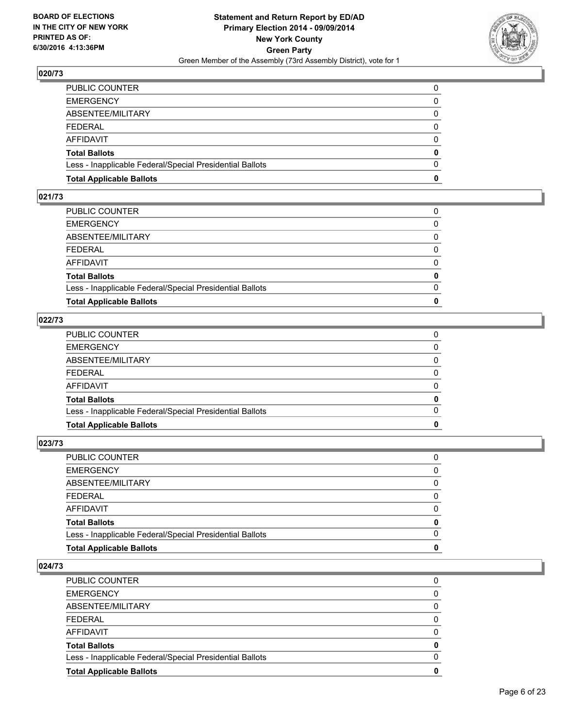## 020/73

| | |
|---|---|
| PUBLIC COUNTER | 0 |
| EMERGENCY | 0 |
| ABSENTEE/MILITARY | 0 |
| FEDERAL | 0 |
| AFFIDAVIT | 0 |
| **Total Ballots** | **0** |
| Less - Inapplicable Federal/Special Presidential Ballots | 0 |
| **Total Applicable Ballots** | **0** |

## 021/73

| | |
|---|---|
| PUBLIC COUNTER | 0 |
| EMERGENCY | 0 |
| ABSENTEE/MILITARY | 0 |
| FEDERAL | 0 |
| AFFIDAVIT | 0 |
| **Total Ballots** | **0** |
| Less - Inapplicable Federal/Special Presidential Ballots | 0 |
| **Total Applicable Ballots** | **0** |

## 022/73

| | |
|---|---|
| PUBLIC COUNTER | 0 |
| EMERGENCY | 0 |
| ABSENTEE/MILITARY | 0 |
| FEDERAL | 0 |
| AFFIDAVIT | 0 |
| **Total Ballots** | **0** |
| Less - Inapplicable Federal/Special Presidential Ballots | 0 |
| **Total Applicable Ballots** | **0** |

## 023/73

| | |
|---|---|
| PUBLIC COUNTER | 0 |
| EMERGENCY | 0 |
| ABSENTEE/MILITARY | 0 |
| FEDERAL | 0 |
| AFFIDAVIT | 0 |
| **Total Ballots** | **0** |
| Less - Inapplicable Federal/Special Presidential Ballots | 0 |
| **Total Applicable Ballots** | **0** |

## 024/73

| | |
|---|---|
| PUBLIC COUNTER | 0 |
| EMERGENCY | 0 |
| ABSENTEE/MILITARY | 0 |
| FEDERAL | 0 |
| AFFIDAVIT | 0 |
| **Total Ballots** | **0** |
| Less - Inapplicable Federal/Special Presidential Ballots | 0 |
| **Total Applicable Ballots** | **0** |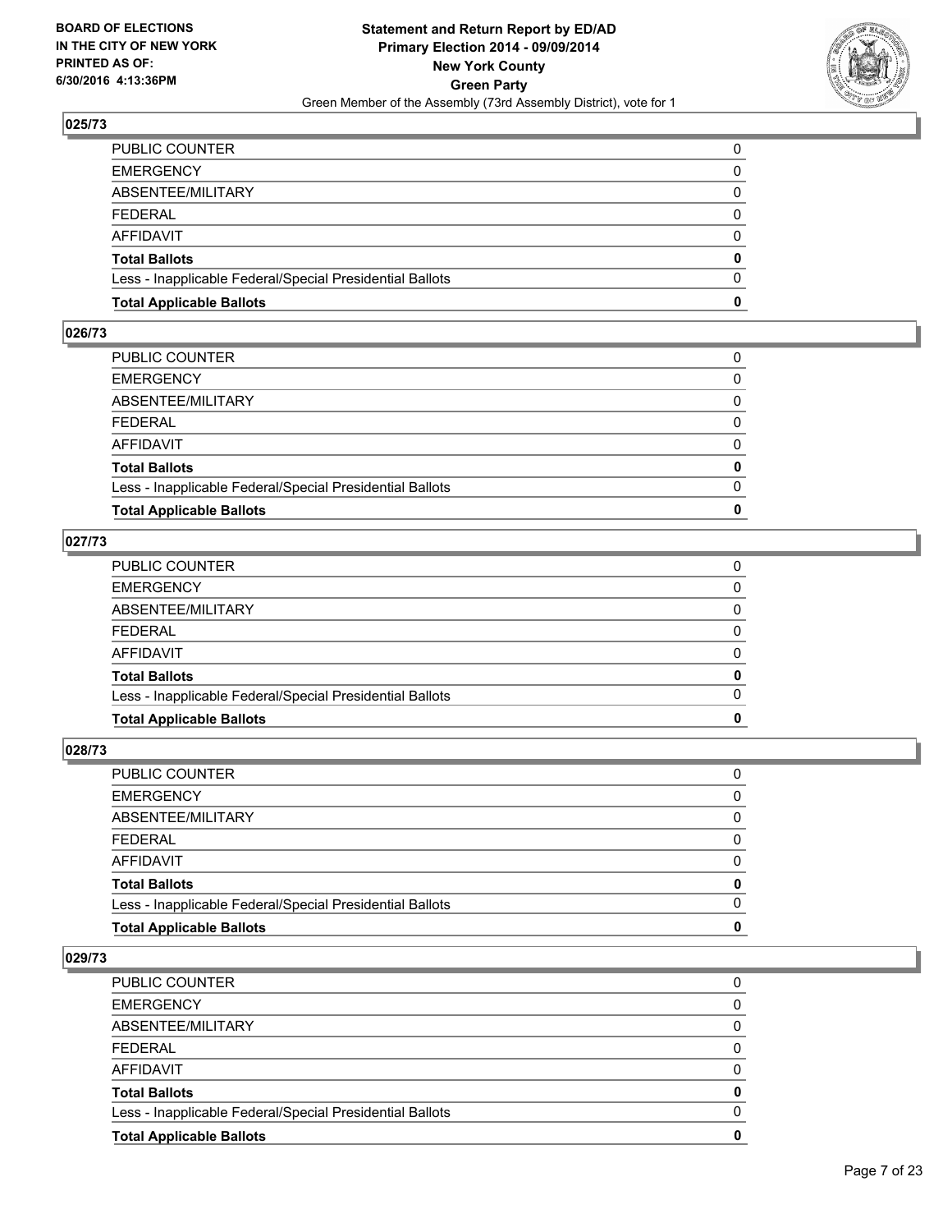## 025/73

| | |
|---|---|
| PUBLIC COUNTER | 0 |
| EMERGENCY | 0 |
| ABSENTEE/MILITARY | 0 |
| FEDERAL | 0 |
| AFFIDAVIT | 0 |
| **Total Ballots** | **0** |
| Less - Inapplicable Federal/Special Presidential Ballots | 0 |
| **Total Applicable Ballots** | **0** |

## 026/73

| | |
|---|---|
| PUBLIC COUNTER | 0 |
| EMERGENCY | 0 |
| ABSENTEE/MILITARY | 0 |
| FEDERAL | 0 |
| AFFIDAVIT | 0 |
| **Total Ballots** | **0** |
| Less - Inapplicable Federal/Special Presidential Ballots | 0 |
| **Total Applicable Ballots** | **0** |

## 027/73

| | |
|---|---|
| PUBLIC COUNTER | 0 |
| EMERGENCY | 0 |
| ABSENTEE/MILITARY | 0 |
| FEDERAL | 0 |
| AFFIDAVIT | 0 |
| **Total Ballots** | **0** |
| Less - Inapplicable Federal/Special Presidential Ballots | 0 |
| **Total Applicable Ballots** | **0** |

## 028/73

| | |
|---|---|
| PUBLIC COUNTER | 0 |
| EMERGENCY | 0 |
| ABSENTEE/MILITARY | 0 |
| FEDERAL | 0 |
| AFFIDAVIT | 0 |
| **Total Ballots** | **0** |
| Less - Inapplicable Federal/Special Presidential Ballots | 0 |
| **Total Applicable Ballots** | **0** |

## 029/73

| | |
|---|---|
| PUBLIC COUNTER | 0 |
| EMERGENCY | 0 |
| ABSENTEE/MILITARY | 0 |
| FEDERAL | 0 |
| AFFIDAVIT | 0 |
| **Total Ballots** | **0** |
| Less - Inapplicable Federal/Special Presidential Ballots | 0 |
| **Total Applicable Ballots** | **0** |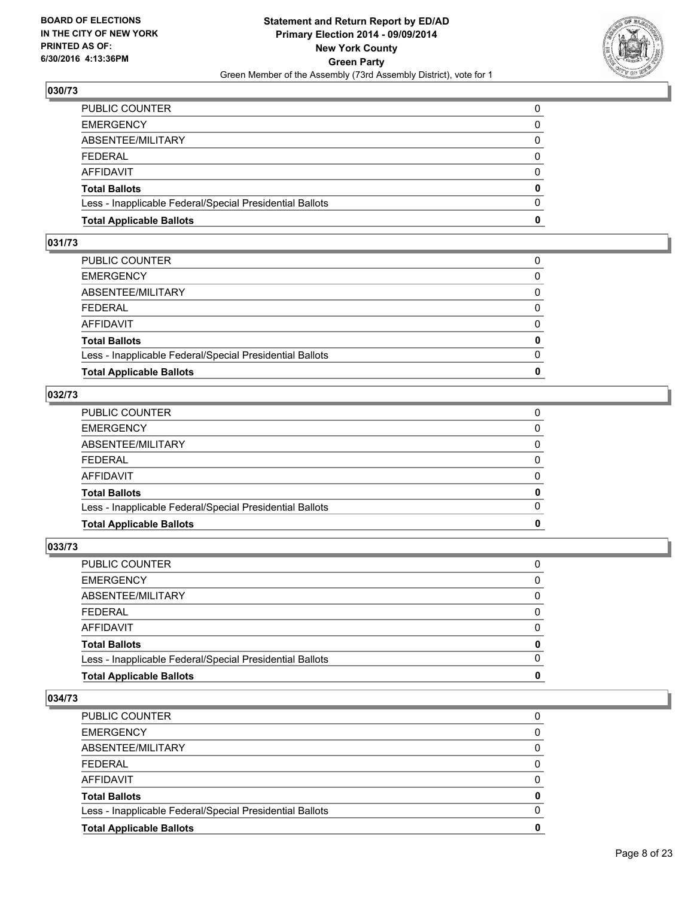## 030/73

| | |
|---|---|
| PUBLIC COUNTER | 0 |
| EMERGENCY | 0 |
| ABSENTEE/MILITARY | 0 |
| FEDERAL | 0 |
| AFFIDAVIT | 0 |
| **Total Ballots** | **0** |
| Less - Inapplicable Federal/Special Presidential Ballots | 0 |
| **Total Applicable Ballots** | **0** |

## 031/73

| | |
|---|---|
| PUBLIC COUNTER | 0 |
| EMERGENCY | 0 |
| ABSENTEE/MILITARY | 0 |
| FEDERAL | 0 |
| AFFIDAVIT | 0 |
| **Total Ballots** | **0** |
| Less - Inapplicable Federal/Special Presidential Ballots | 0 |
| **Total Applicable Ballots** | **0** |

## 032/73

| | |
|---|---|
| PUBLIC COUNTER | 0 |
| EMERGENCY | 0 |
| ABSENTEE/MILITARY | 0 |
| FEDERAL | 0 |
| AFFIDAVIT | 0 |
| **Total Ballots** | **0** |
| Less - Inapplicable Federal/Special Presidential Ballots | 0 |
| **Total Applicable Ballots** | **0** |

## 033/73

| | |
|---|---|
| PUBLIC COUNTER | 0 |
| EMERGENCY | 0 |
| ABSENTEE/MILITARY | 0 |
| FEDERAL | 0 |
| AFFIDAVIT | 0 |
| **Total Ballots** | **0** |
| Less - Inapplicable Federal/Special Presidential Ballots | 0 |
| **Total Applicable Ballots** | **0** |

## 034/73

| | |
|---|---|
| PUBLIC COUNTER | 0 |
| EMERGENCY | 0 |
| ABSENTEE/MILITARY | 0 |
| FEDERAL | 0 |
| AFFIDAVIT | 0 |
| **Total Ballots** | **0** |
| Less - Inapplicable Federal/Special Presidential Ballots | 0 |
| **Total Applicable Ballots** | **0** |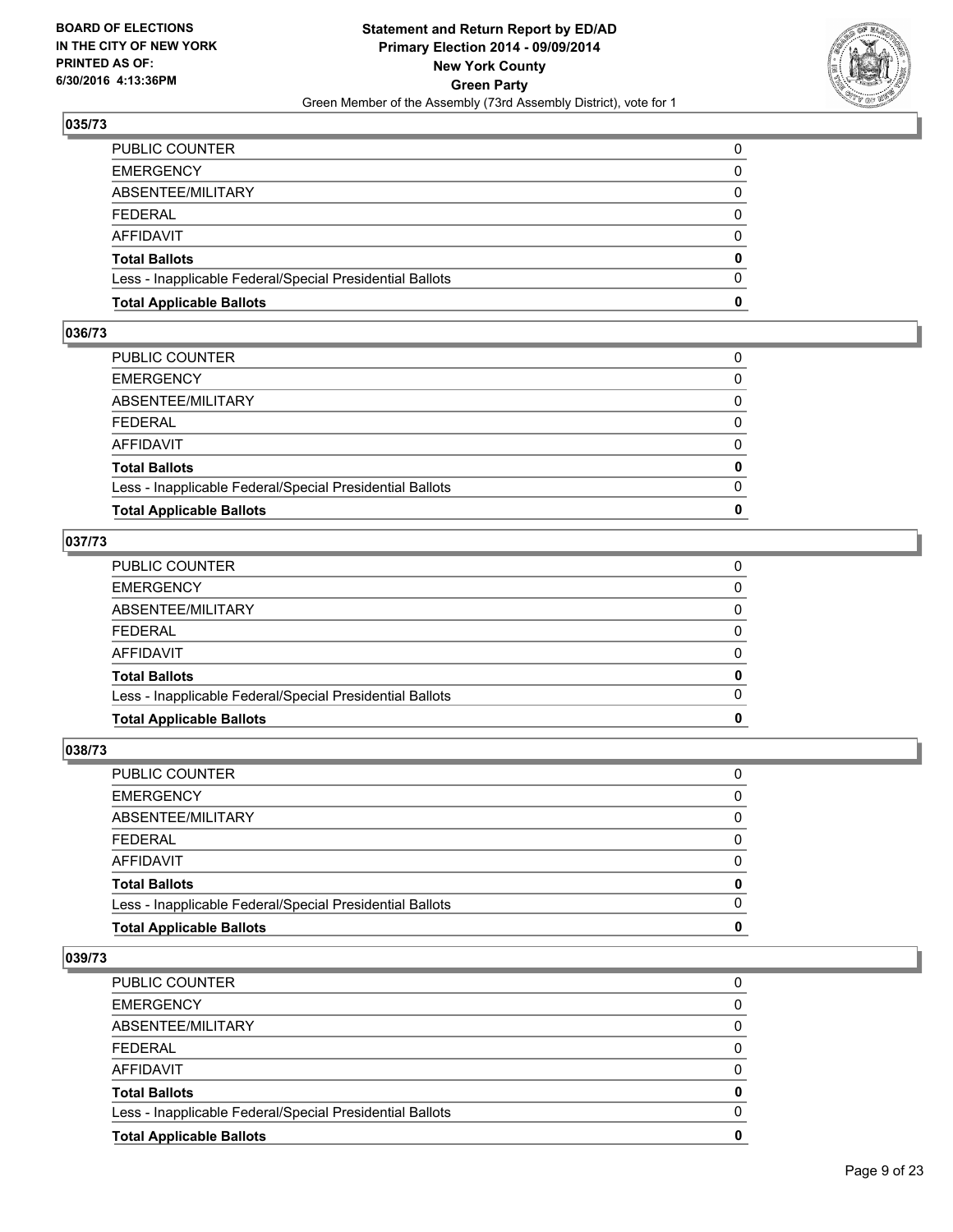**BOARD OF ELECTIONS IN THE CITY OF NEW YORK PRINTED AS OF: 6/30/2016 4:13:36PM**

**Statement and Return Report by ED/AD Primary Election 2014 - 09/09/2014 New York County Green Party**
Green Member of the Assembly (73rd Assembly District), vote for 1

### 035/73

| | |
|---|---|
| PUBLIC COUNTER | 0 |
| EMERGENCY | 0 |
| ABSENTEE/MILITARY | 0 |
| FEDERAL | 0 |
| AFFIDAVIT | 0 |
| **Total Ballots** | **0** |
| Less - Inapplicable Federal/Special Presidential Ballots | 0 |
| **Total Applicable Ballots** | **0** |

### 036/73

| | |
|---|---|
| PUBLIC COUNTER | 0 |
| EMERGENCY | 0 |
| ABSENTEE/MILITARY | 0 |
| FEDERAL | 0 |
| AFFIDAVIT | 0 |
| **Total Ballots** | **0** |
| Less - Inapplicable Federal/Special Presidential Ballots | 0 |
| **Total Applicable Ballots** | **0** |

### 037/73

| | |
|---|---|
| PUBLIC COUNTER | 0 |
| EMERGENCY | 0 |
| ABSENTEE/MILITARY | 0 |
| FEDERAL | 0 |
| AFFIDAVIT | 0 |
| **Total Ballots** | **0** |
| Less - Inapplicable Federal/Special Presidential Ballots | 0 |
| **Total Applicable Ballots** | **0** |

### 038/73

| | |
|---|---|
| PUBLIC COUNTER | 0 |
| EMERGENCY | 0 |
| ABSENTEE/MILITARY | 0 |
| FEDERAL | 0 |
| AFFIDAVIT | 0 |
| **Total Ballots** | **0** |
| Less - Inapplicable Federal/Special Presidential Ballots | 0 |
| **Total Applicable Ballots** | **0** |

### 039/73

| | |
|---|---|
| PUBLIC COUNTER | 0 |
| EMERGENCY | 0 |
| ABSENTEE/MILITARY | 0 |
| FEDERAL | 0 |
| AFFIDAVIT | 0 |
| **Total Ballots** | **0** |
| Less - Inapplicable Federal/Special Presidential Ballots | 0 |
| **Total Applicable Ballots** | **0** |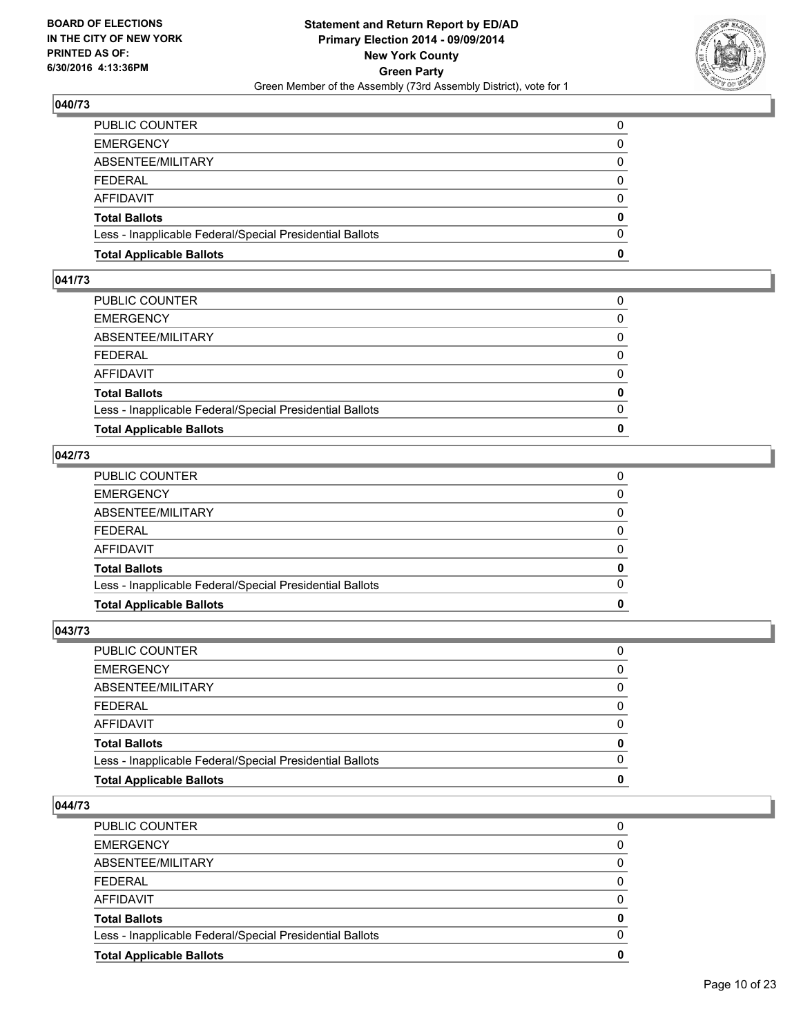## 040/73

| | |
|---|---|
| PUBLIC COUNTER | 0 |
| EMERGENCY | 0 |
| ABSENTEE/MILITARY | 0 |
| FEDERAL | 0 |
| AFFIDAVIT | 0 |
| **Total Ballots** | **0** |
| Less - Inapplicable Federal/Special Presidential Ballots | 0 |
| **Total Applicable Ballots** | **0** |

## 041/73

| | |
|---|---|
| PUBLIC COUNTER | 0 |
| EMERGENCY | 0 |
| ABSENTEE/MILITARY | 0 |
| FEDERAL | 0 |
| AFFIDAVIT | 0 |
| **Total Ballots** | **0** |
| Less - Inapplicable Federal/Special Presidential Ballots | 0 |
| **Total Applicable Ballots** | **0** |

## 042/73

| | |
|---|---|
| PUBLIC COUNTER | 0 |
| EMERGENCY | 0 |
| ABSENTEE/MILITARY | 0 |
| FEDERAL | 0 |
| AFFIDAVIT | 0 |
| **Total Ballots** | **0** |
| Less - Inapplicable Federal/Special Presidential Ballots | 0 |
| **Total Applicable Ballots** | **0** |

## 043/73

| | |
|---|---|
| PUBLIC COUNTER | 0 |
| EMERGENCY | 0 |
| ABSENTEE/MILITARY | 0 |
| FEDERAL | 0 |
| AFFIDAVIT | 0 |
| **Total Ballots** | **0** |
| Less - Inapplicable Federal/Special Presidential Ballots | 0 |
| **Total Applicable Ballots** | **0** |

## 044/73

| | |
|---|---|
| PUBLIC COUNTER | 0 |
| EMERGENCY | 0 |
| ABSENTEE/MILITARY | 0 |
| FEDERAL | 0 |
| AFFIDAVIT | 0 |
| **Total Ballots** | **0** |
| Less - Inapplicable Federal/Special Presidential Ballots | 0 |
| **Total Applicable Ballots** | **0** |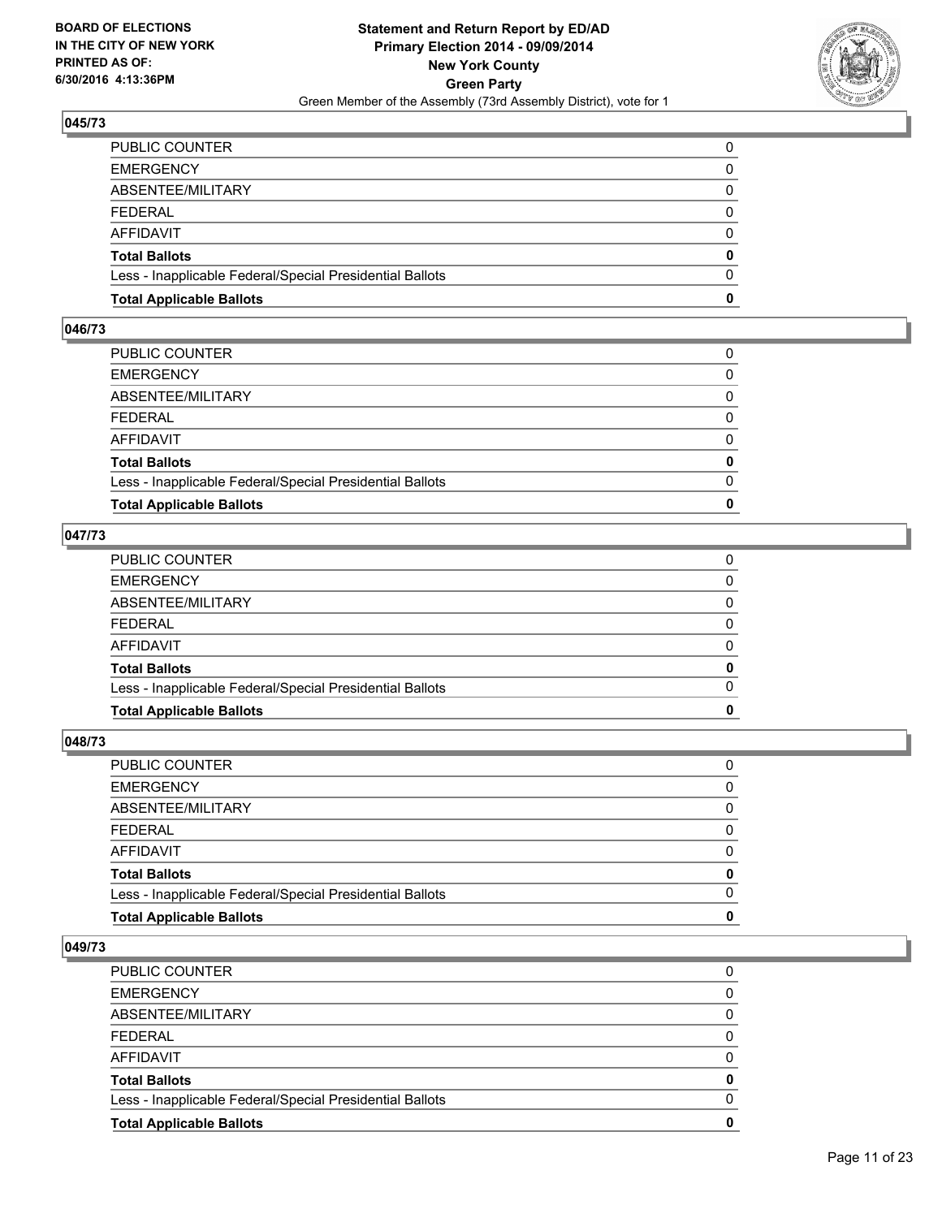**BOARD OF ELECTIONS IN THE CITY OF NEW YORK PRINTED AS OF: 6/30/2016 4:13:36PM**

**Statement and Return Report by ED/AD**
**Primary Election 2014 - 09/09/2014**
**New York County**
**Green Party**
Green Member of the Assembly (73rd Assembly District), vote for 1

### 045/73

| | |
|---|---|
| PUBLIC COUNTER | 0 |
| EMERGENCY | 0 |
| ABSENTEE/MILITARY | 0 |
| FEDERAL | 0 |
| AFFIDAVIT | 0 |
| **Total Ballots** | **0** |
| Less - Inapplicable Federal/Special Presidential Ballots | 0 |
| **Total Applicable Ballots** | **0** |

### 046/73

| | |
|---|---|
| PUBLIC COUNTER | 0 |
| EMERGENCY | 0 |
| ABSENTEE/MILITARY | 0 |
| FEDERAL | 0 |
| AFFIDAVIT | 0 |
| **Total Ballots** | **0** |
| Less - Inapplicable Federal/Special Presidential Ballots | 0 |
| **Total Applicable Ballots** | **0** |

### 047/73

| | |
|---|---|
| PUBLIC COUNTER | 0 |
| EMERGENCY | 0 |
| ABSENTEE/MILITARY | 0 |
| FEDERAL | 0 |
| AFFIDAVIT | 0 |
| **Total Ballots** | **0** |
| Less - Inapplicable Federal/Special Presidential Ballots | 0 |
| **Total Applicable Ballots** | **0** |

### 048/73

| | |
|---|---|
| PUBLIC COUNTER | 0 |
| EMERGENCY | 0 |
| ABSENTEE/MILITARY | 0 |
| FEDERAL | 0 |
| AFFIDAVIT | 0 |
| **Total Ballots** | **0** |
| Less - Inapplicable Federal/Special Presidential Ballots | 0 |
| **Total Applicable Ballots** | **0** |

### 049/73

| | |
|---|---|
| PUBLIC COUNTER | 0 |
| EMERGENCY | 0 |
| ABSENTEE/MILITARY | 0 |
| FEDERAL | 0 |
| AFFIDAVIT | 0 |
| **Total Ballots** | **0** |
| Less - Inapplicable Federal/Special Presidential Ballots | 0 |
| **Total Applicable Ballots** | **0** |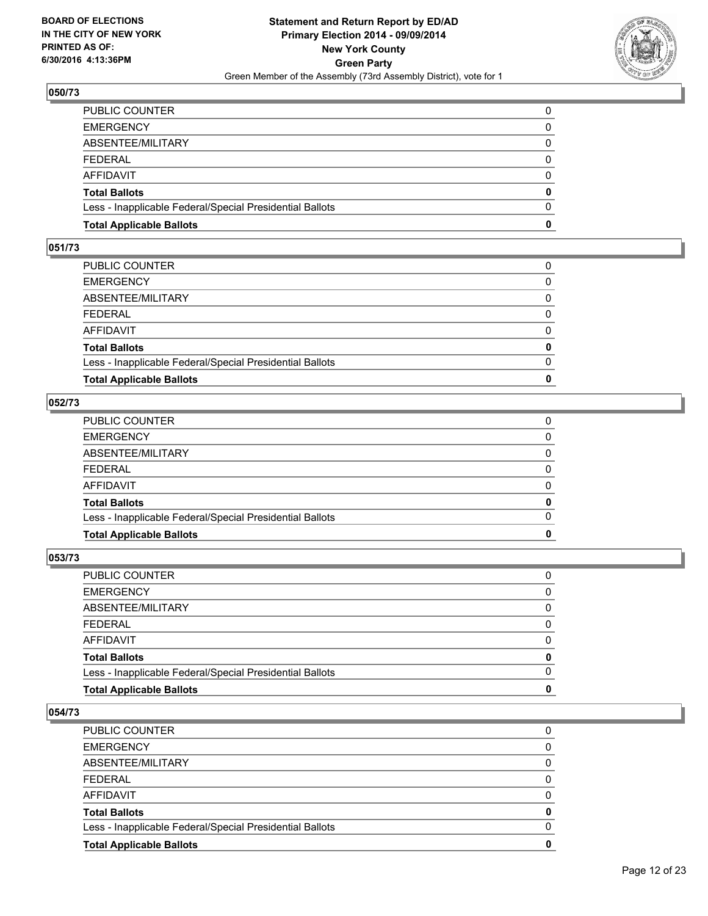## 050/73

| | |
|---|---|
| PUBLIC COUNTER | 0 |
| EMERGENCY | 0 |
| ABSENTEE/MILITARY | 0 |
| FEDERAL | 0 |
| AFFIDAVIT | 0 |
| **Total Ballots** | **0** |
| Less - Inapplicable Federal/Special Presidential Ballots | 0 |
| **Total Applicable Ballots** | **0** |

## 051/73

| | |
|---|---|
| PUBLIC COUNTER | 0 |
| EMERGENCY | 0 |
| ABSENTEE/MILITARY | 0 |
| FEDERAL | 0 |
| AFFIDAVIT | 0 |
| **Total Ballots** | **0** |
| Less - Inapplicable Federal/Special Presidential Ballots | 0 |
| **Total Applicable Ballots** | **0** |

## 052/73

| | |
|---|---|
| PUBLIC COUNTER | 0 |
| EMERGENCY | 0 |
| ABSENTEE/MILITARY | 0 |
| FEDERAL | 0 |
| AFFIDAVIT | 0 |
| **Total Ballots** | **0** |
| Less - Inapplicable Federal/Special Presidential Ballots | 0 |
| **Total Applicable Ballots** | **0** |

## 053/73

| | |
|---|---|
| PUBLIC COUNTER | 0 |
| EMERGENCY | 0 |
| ABSENTEE/MILITARY | 0 |
| FEDERAL | 0 |
| AFFIDAVIT | 0 |
| **Total Ballots** | **0** |
| Less - Inapplicable Federal/Special Presidential Ballots | 0 |
| **Total Applicable Ballots** | **0** |

## 054/73

| | |
|---|---|
| PUBLIC COUNTER | 0 |
| EMERGENCY | 0 |
| ABSENTEE/MILITARY | 0 |
| FEDERAL | 0 |
| AFFIDAVIT | 0 |
| **Total Ballots** | **0** |
| Less - Inapplicable Federal/Special Presidential Ballots | 0 |
| **Total Applicable Ballots** | **0** |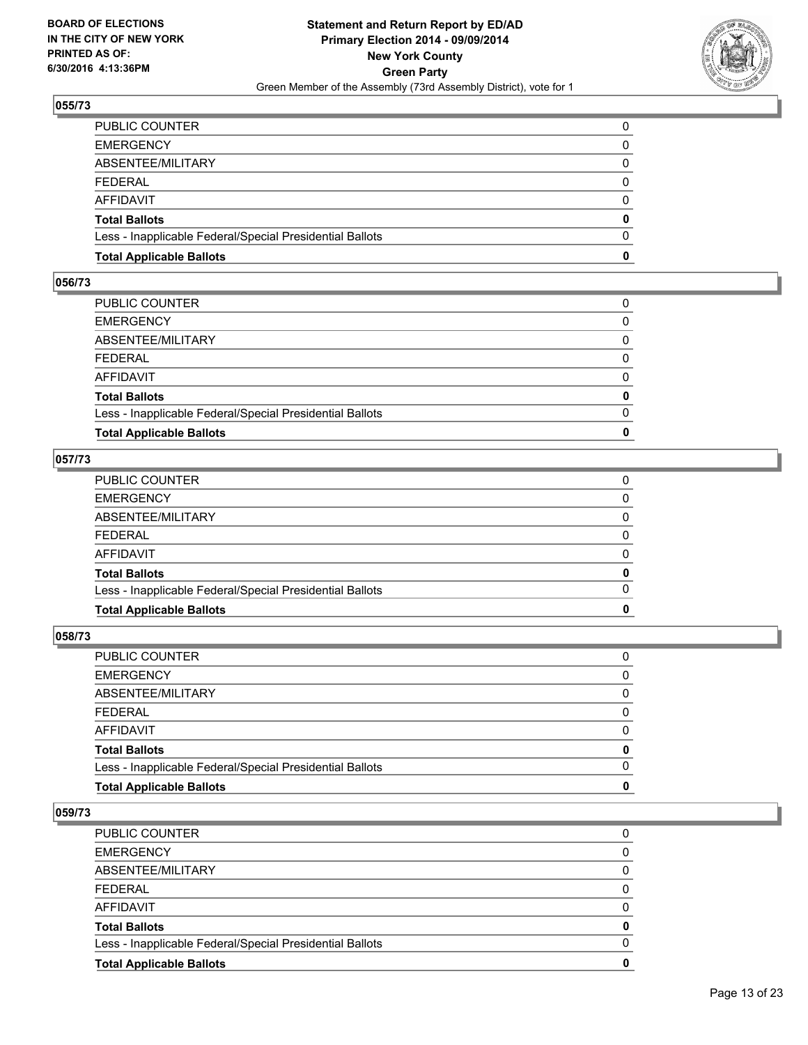## 055/73

| | |
|---|---|
| PUBLIC COUNTER | 0 |
| EMERGENCY | 0 |
| ABSENTEE/MILITARY | 0 |
| FEDERAL | 0 |
| AFFIDAVIT | 0 |
| **Total Ballots** | **0** |
| Less - Inapplicable Federal/Special Presidential Ballots | 0 |
| **Total Applicable Ballots** | **0** |

## 056/73

| | |
|---|---|
| PUBLIC COUNTER | 0 |
| EMERGENCY | 0 |
| ABSENTEE/MILITARY | 0 |
| FEDERAL | 0 |
| AFFIDAVIT | 0 |
| **Total Ballots** | **0** |
| Less - Inapplicable Federal/Special Presidential Ballots | 0 |
| **Total Applicable Ballots** | **0** |

## 057/73

| | |
|---|---|
| PUBLIC COUNTER | 0 |
| EMERGENCY | 0 |
| ABSENTEE/MILITARY | 0 |
| FEDERAL | 0 |
| AFFIDAVIT | 0 |
| **Total Ballots** | **0** |
| Less - Inapplicable Federal/Special Presidential Ballots | 0 |
| **Total Applicable Ballots** | **0** |

## 058/73

| | |
|---|---|
| PUBLIC COUNTER | 0 |
| EMERGENCY | 0 |
| ABSENTEE/MILITARY | 0 |
| FEDERAL | 0 |
| AFFIDAVIT | 0 |
| **Total Ballots** | **0** |
| Less - Inapplicable Federal/Special Presidential Ballots | 0 |
| **Total Applicable Ballots** | **0** |

## 059/73

| | |
|---|---|
| PUBLIC COUNTER | 0 |
| EMERGENCY | 0 |
| ABSENTEE/MILITARY | 0 |
| FEDERAL | 0 |
| AFFIDAVIT | 0 |
| **Total Ballots** | **0** |
| Less - Inapplicable Federal/Special Presidential Ballots | 0 |
| **Total Applicable Ballots** | **0** |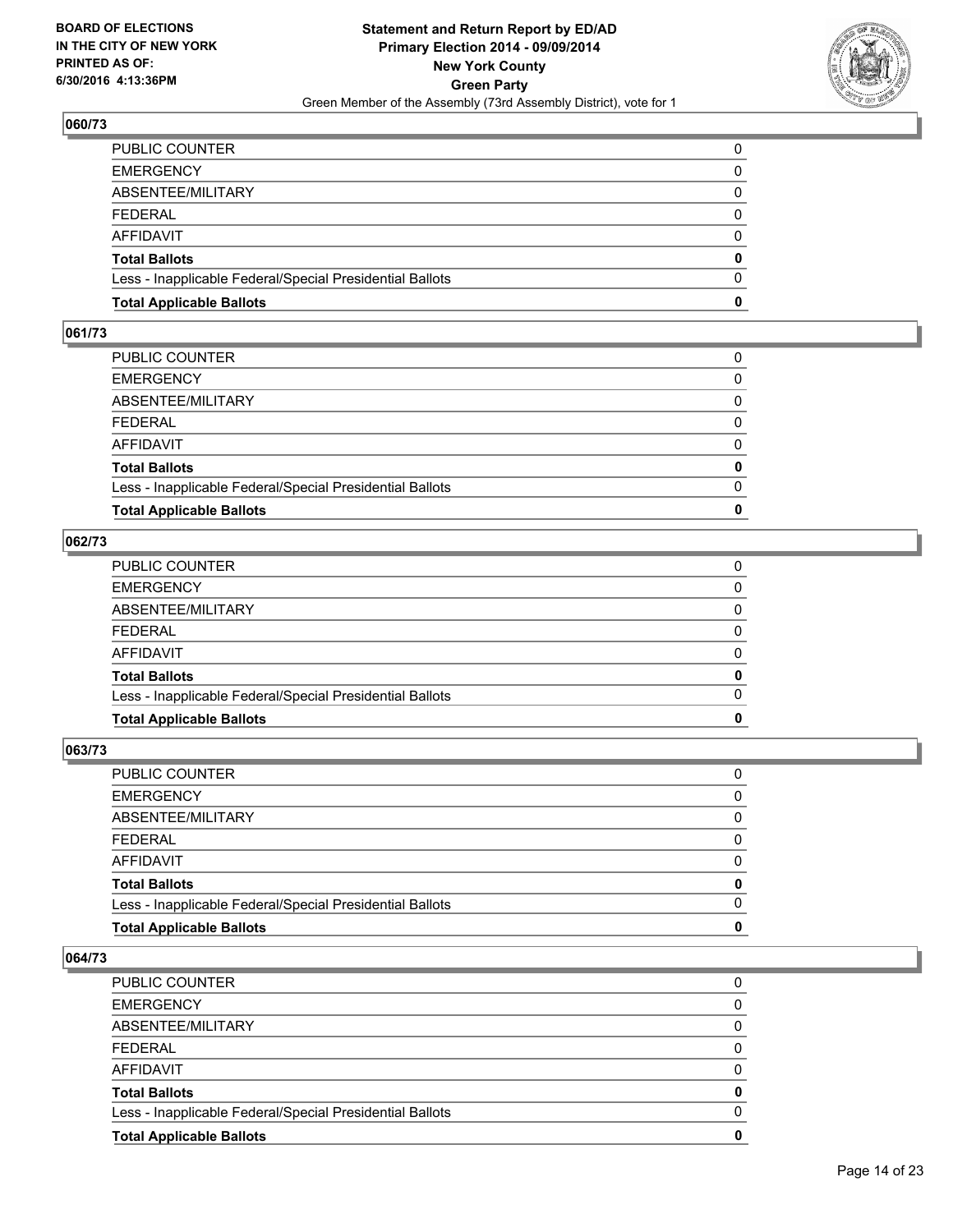**BOARD OF ELECTIONS IN THE CITY OF NEW YORK PRINTED AS OF: 6/30/2016 4:13:36PM**

**Statement and Return Report by ED/AD**
**Primary Election 2014 - 09/09/2014**
**New York County**
**Green Party**
Green Member of the Assembly (73rd Assembly District), vote for 1

### 060/73

| | |
|---|---|
| PUBLIC COUNTER | 0 |
| EMERGENCY | 0 |
| ABSENTEE/MILITARY | 0 |
| FEDERAL | 0 |
| AFFIDAVIT | 0 |
| **Total Ballots** | **0** |
| Less - Inapplicable Federal/Special Presidential Ballots | 0 |
| **Total Applicable Ballots** | **0** |

### 061/73

| | |
|---|---|
| PUBLIC COUNTER | 0 |
| EMERGENCY | 0 |
| ABSENTEE/MILITARY | 0 |
| FEDERAL | 0 |
| AFFIDAVIT | 0 |
| **Total Ballots** | **0** |
| Less - Inapplicable Federal/Special Presidential Ballots | 0 |
| **Total Applicable Ballots** | **0** |

### 062/73

| | |
|---|---|
| PUBLIC COUNTER | 0 |
| EMERGENCY | 0 |
| ABSENTEE/MILITARY | 0 |
| FEDERAL | 0 |
| AFFIDAVIT | 0 |
| **Total Ballots** | **0** |
| Less - Inapplicable Federal/Special Presidential Ballots | 0 |
| **Total Applicable Ballots** | **0** |

### 063/73

| | |
|---|---|
| PUBLIC COUNTER | 0 |
| EMERGENCY | 0 |
| ABSENTEE/MILITARY | 0 |
| FEDERAL | 0 |
| AFFIDAVIT | 0 |
| **Total Ballots** | **0** |
| Less - Inapplicable Federal/Special Presidential Ballots | 0 |
| **Total Applicable Ballots** | **0** |

### 064/73

| | |
|---|---|
| PUBLIC COUNTER | 0 |
| EMERGENCY | 0 |
| ABSENTEE/MILITARY | 0 |
| FEDERAL | 0 |
| AFFIDAVIT | 0 |
| **Total Ballots** | **0** |
| Less - Inapplicable Federal/Special Presidential Ballots | 0 |
| **Total Applicable Ballots** | **0** |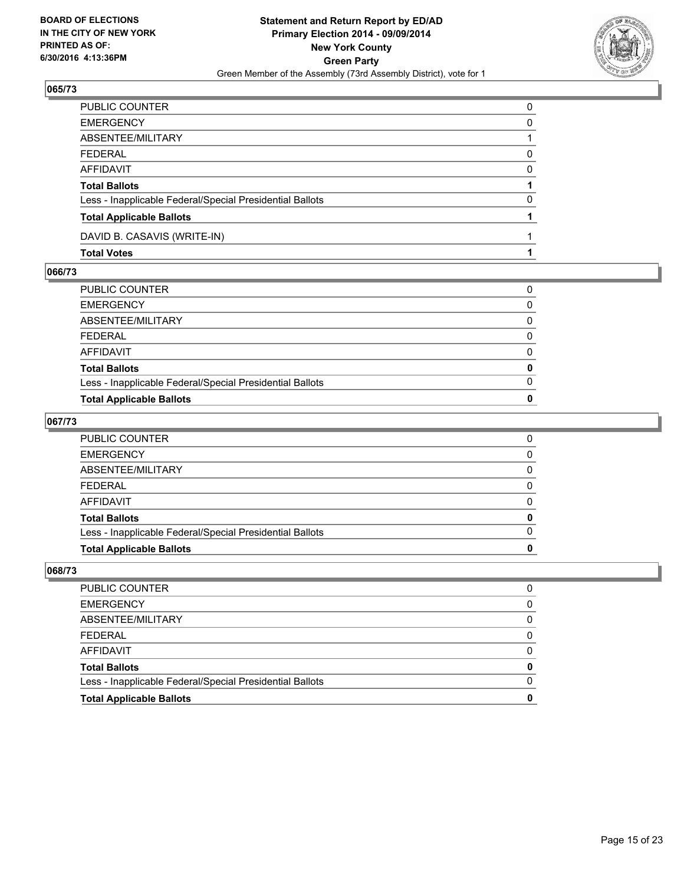**BOARD OF ELECTIONS IN THE CITY OF NEW YORK PRINTED AS OF: 6/30/2016 4:13:36PM**

**Statement and Return Report by ED/AD Primary Election 2014 - 09/09/2014 New York County Green Party**
Green Member of the Assembly (73rd Assembly District), vote for 1

### 065/73

| | |
|---|---|
| PUBLIC COUNTER | 0 |
| EMERGENCY | 0 |
| ABSENTEE/MILITARY | 1 |
| FEDERAL | 0 |
| AFFIDAVIT | 0 |
| **Total Ballots** | **1** |
| Less - Inapplicable Federal/Special Presidential Ballots | 0 |
| **Total Applicable Ballots** | **1** |
| DAVID B. CASAVIS (WRITE-IN) | 1 |
| **Total Votes** | **1** |

### 066/73

| | |
|---|---|
| PUBLIC COUNTER | 0 |
| EMERGENCY | 0 |
| ABSENTEE/MILITARY | 0 |
| FEDERAL | 0 |
| AFFIDAVIT | 0 |
| **Total Ballots** | **0** |
| Less - Inapplicable Federal/Special Presidential Ballots | 0 |
| **Total Applicable Ballots** | **0** |

### 067/73

| | |
|---|---|
| PUBLIC COUNTER | 0 |
| EMERGENCY | 0 |
| ABSENTEE/MILITARY | 0 |
| FEDERAL | 0 |
| AFFIDAVIT | 0 |
| **Total Ballots** | **0** |
| Less - Inapplicable Federal/Special Presidential Ballots | 0 |
| **Total Applicable Ballots** | **0** |

### 068/73

| | |
|---|---|
| PUBLIC COUNTER | 0 |
| EMERGENCY | 0 |
| ABSENTEE/MILITARY | 0 |
| FEDERAL | 0 |
| AFFIDAVIT | 0 |
| **Total Ballots** | **0** |
| Less - Inapplicable Federal/Special Presidential Ballots | 0 |
| **Total Applicable Ballots** | **0** |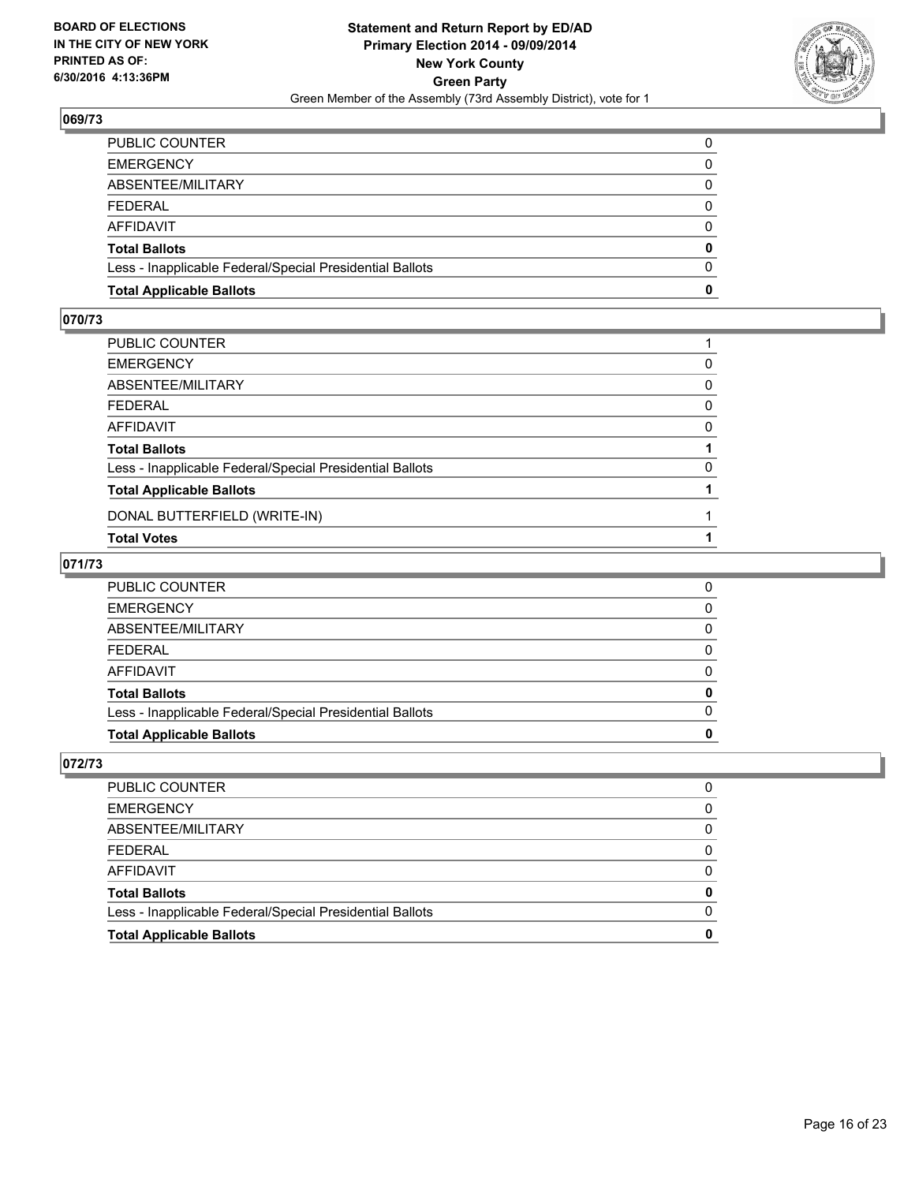BOARD OF ELECTIONS
IN THE CITY OF NEW YORK
PRINTED AS OF:
6/30/2016 4:13:36PM

**Statement and Return Report by ED/AD**
**Primary Election 2014 - 09/09/2014**
**New York County**
**Green Party**
Green Member of the Assembly (73rd Assembly District), vote for 1

### 069/73

| | |
|---|---|
| PUBLIC COUNTER | 0 |
| EMERGENCY | 0 |
| ABSENTEE/MILITARY | 0 |
| FEDERAL | 0 |
| AFFIDAVIT | 0 |
| **Total Ballots** | **0** |
| Less - Inapplicable Federal/Special Presidential Ballots | 0 |
| **Total Applicable Ballots** | **0** |

### 070/73

| | |
|---|---|
| PUBLIC COUNTER | 1 |
| EMERGENCY | 0 |
| ABSENTEE/MILITARY | 0 |
| FEDERAL | 0 |
| AFFIDAVIT | 0 |
| **Total Ballots** | **1** |
| Less - Inapplicable Federal/Special Presidential Ballots | 0 |
| **Total Applicable Ballots** | **1** |
| DONAL BUTTERFIELD (WRITE-IN) | 1 |
| **Total Votes** | **1** |

### 071/73

| | |
|---|---|
| PUBLIC COUNTER | 0 |
| EMERGENCY | 0 |
| ABSENTEE/MILITARY | 0 |
| FEDERAL | 0 |
| AFFIDAVIT | 0 |
| **Total Ballots** | **0** |
| Less - Inapplicable Federal/Special Presidential Ballots | 0 |
| **Total Applicable Ballots** | **0** |

### 072/73

| | |
|---|---|
| PUBLIC COUNTER | 0 |
| EMERGENCY | 0 |
| ABSENTEE/MILITARY | 0 |
| FEDERAL | 0 |
| AFFIDAVIT | 0 |
| **Total Ballots** | **0** |
| Less - Inapplicable Federal/Special Presidential Ballots | 0 |
| **Total Applicable Ballots** | **0** |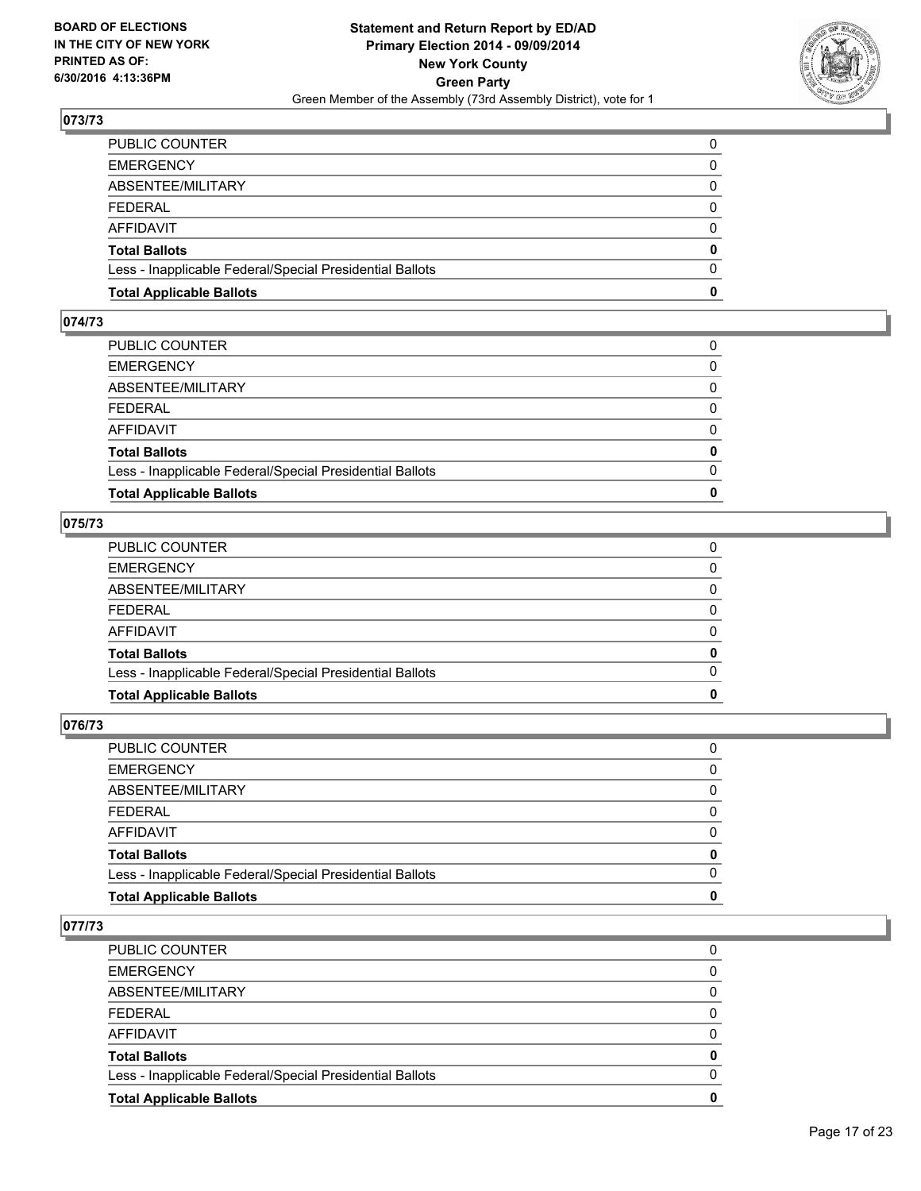**BOARD OF ELECTIONS IN THE CITY OF NEW YORK PRINTED AS OF: 6/30/2016 4:13:36PM**

**Statement and Return Report by ED/AD**
**Primary Election 2014 - 09/09/2014**
**New York County**
**Green Party**
Green Member of the Assembly (73rd Assembly District), vote for 1

### 073/73

| | |
|---|---|
| PUBLIC COUNTER | 0 |
| EMERGENCY | 0 |
| ABSENTEE/MILITARY | 0 |
| FEDERAL | 0 |
| AFFIDAVIT | 0 |
| **Total Ballots** | **0** |
| Less - Inapplicable Federal/Special Presidential Ballots | 0 |
| **Total Applicable Ballots** | **0** |

### 074/73

| | |
|---|---|
| PUBLIC COUNTER | 0 |
| EMERGENCY | 0 |
| ABSENTEE/MILITARY | 0 |
| FEDERAL | 0 |
| AFFIDAVIT | 0 |
| **Total Ballots** | **0** |
| Less - Inapplicable Federal/Special Presidential Ballots | 0 |
| **Total Applicable Ballots** | **0** |

### 075/73

| | |
|---|---|
| PUBLIC COUNTER | 0 |
| EMERGENCY | 0 |
| ABSENTEE/MILITARY | 0 |
| FEDERAL | 0 |
| AFFIDAVIT | 0 |
| **Total Ballots** | **0** |
| Less - Inapplicable Federal/Special Presidential Ballots | 0 |
| **Total Applicable Ballots** | **0** |

### 076/73

| | |
|---|---|
| PUBLIC COUNTER | 0 |
| EMERGENCY | 0 |
| ABSENTEE/MILITARY | 0 |
| FEDERAL | 0 |
| AFFIDAVIT | 0 |
| **Total Ballots** | **0** |
| Less - Inapplicable Federal/Special Presidential Ballots | 0 |
| **Total Applicable Ballots** | **0** |

### 077/73

| | |
|---|---|
| PUBLIC COUNTER | 0 |
| EMERGENCY | 0 |
| ABSENTEE/MILITARY | 0 |
| FEDERAL | 0 |
| AFFIDAVIT | 0 |
| **Total Ballots** | **0** |
| Less - Inapplicable Federal/Special Presidential Ballots | 0 |
| **Total Applicable Ballots** | **0** |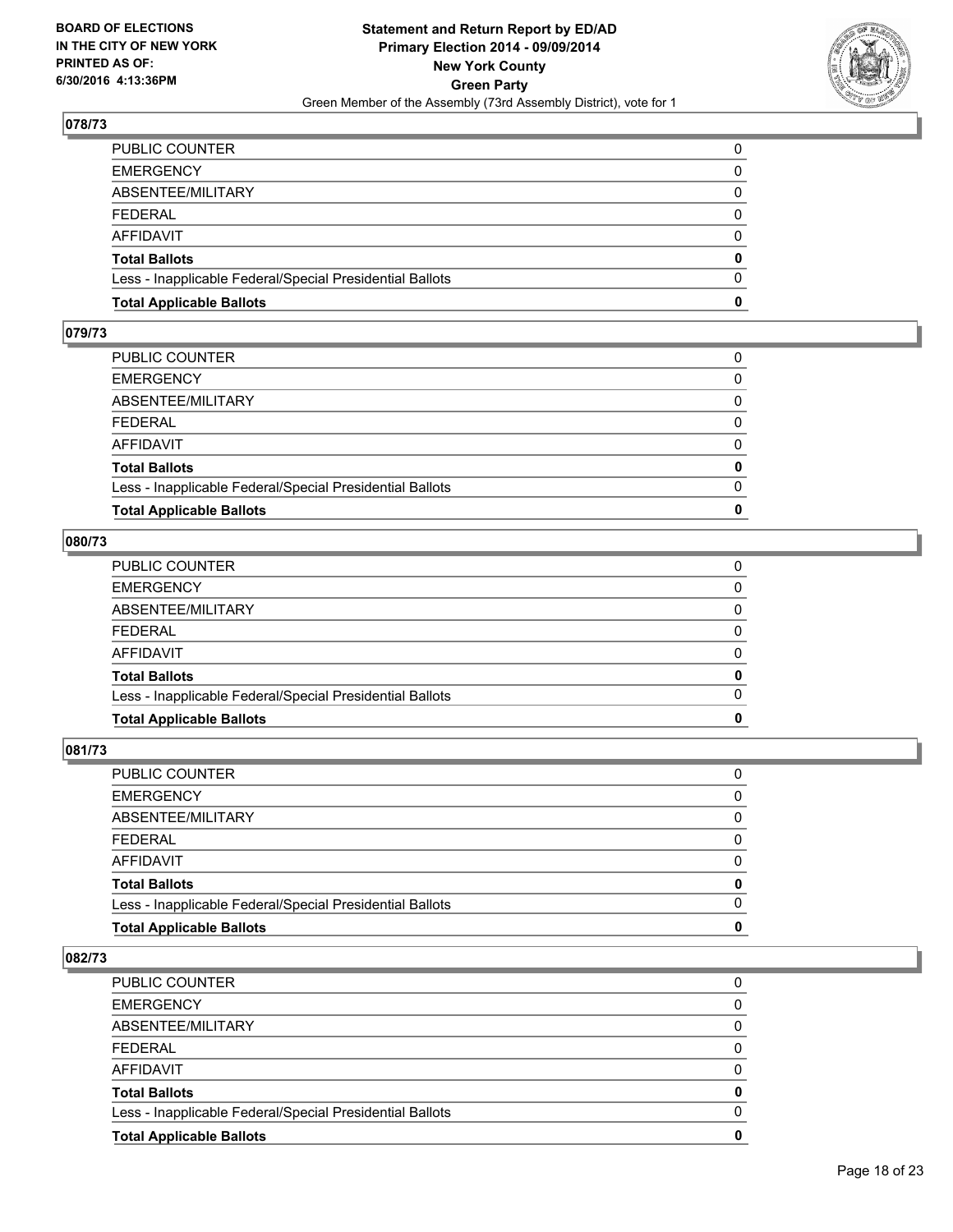**BOARD OF ELECTIONS IN THE CITY OF NEW YORK PRINTED AS OF: 6/30/2016 4:13:36PM**

**Statement and Return Report by ED/AD Primary Election 2014 - 09/09/2014 New York County Green Party**

Green Member of the Assembly (73rd Assembly District), vote for 1

### 078/73

| | |
|---|---|
| PUBLIC COUNTER | 0 |
| EMERGENCY | 0 |
| ABSENTEE/MILITARY | 0 |
| FEDERAL | 0 |
| AFFIDAVIT | 0 |
| **Total Ballots** | **0** |
| Less - Inapplicable Federal/Special Presidential Ballots | 0 |
| **Total Applicable Ballots** | **0** |

### 079/73

| | |
|---|---|
| PUBLIC COUNTER | 0 |
| EMERGENCY | 0 |
| ABSENTEE/MILITARY | 0 |
| FEDERAL | 0 |
| AFFIDAVIT | 0 |
| **Total Ballots** | **0** |
| Less - Inapplicable Federal/Special Presidential Ballots | 0 |
| **Total Applicable Ballots** | **0** |

### 080/73

| | |
|---|---|
| PUBLIC COUNTER | 0 |
| EMERGENCY | 0 |
| ABSENTEE/MILITARY | 0 |
| FEDERAL | 0 |
| AFFIDAVIT | 0 |
| **Total Ballots** | **0** |
| Less - Inapplicable Federal/Special Presidential Ballots | 0 |
| **Total Applicable Ballots** | **0** |

### 081/73

| | |
|---|---|
| PUBLIC COUNTER | 0 |
| EMERGENCY | 0 |
| ABSENTEE/MILITARY | 0 |
| FEDERAL | 0 |
| AFFIDAVIT | 0 |
| **Total Ballots** | **0** |
| Less - Inapplicable Federal/Special Presidential Ballots | 0 |
| **Total Applicable Ballots** | **0** |

### 082/73

| | |
|---|---|
| PUBLIC COUNTER | 0 |
| EMERGENCY | 0 |
| ABSENTEE/MILITARY | 0 |
| FEDERAL | 0 |
| AFFIDAVIT | 0 |
| **Total Ballots** | **0** |
| Less - Inapplicable Federal/Special Presidential Ballots | 0 |
| **Total Applicable Ballots** | **0** |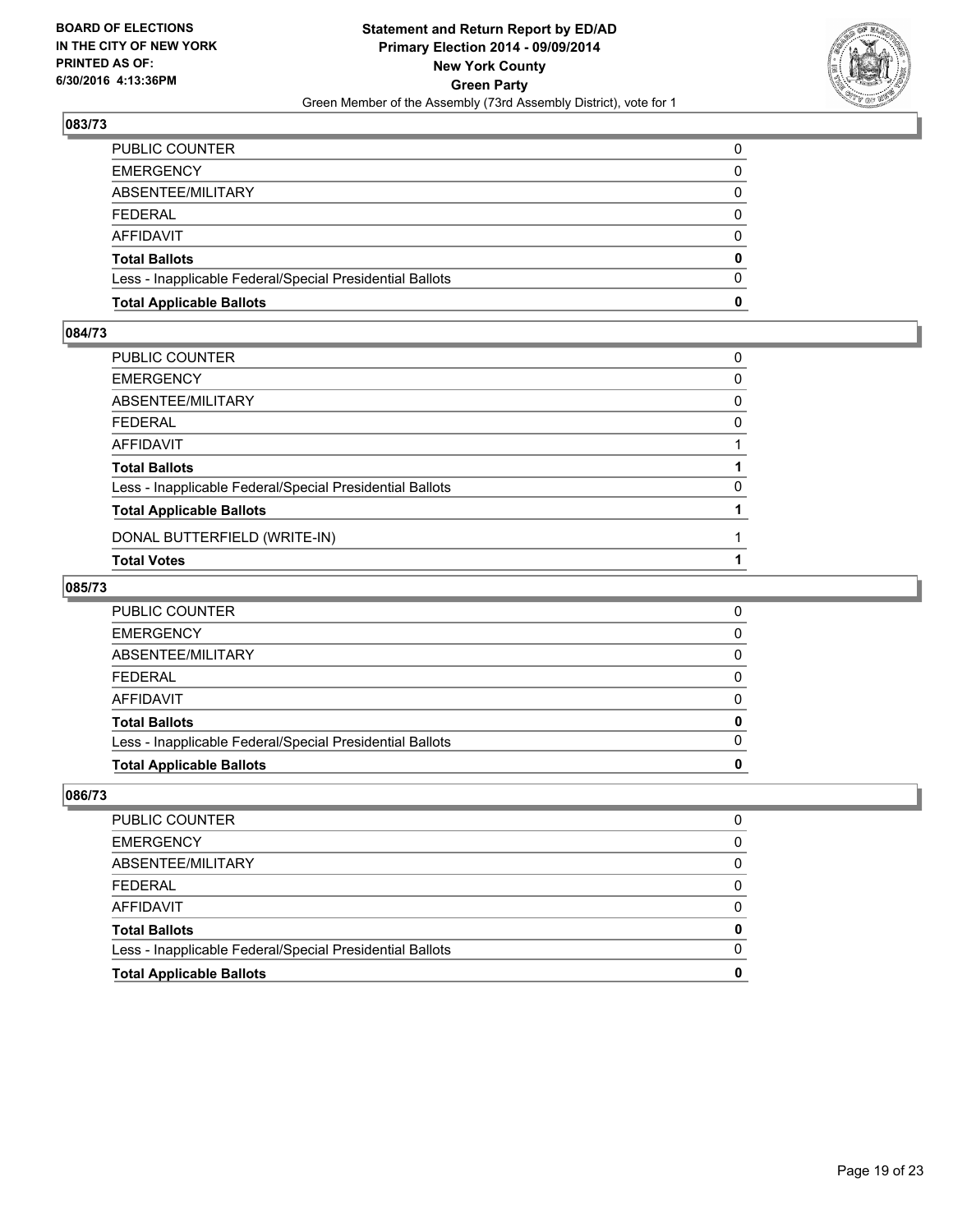**BOARD OF ELECTIONS IN THE CITY OF NEW YORK PRINTED AS OF: 6/30/2016 4:13:36PM**

**Statement and Return Report by ED/AD**
**Primary Election 2014 - 09/09/2014**
**New York County**
**Green Party**
Green Member of the Assembly (73rd Assembly District), vote for 1

### 083/73

| | |
|---|---|
| PUBLIC COUNTER | 0 |
| EMERGENCY | 0 |
| ABSENTEE/MILITARY | 0 |
| FEDERAL | 0 |
| AFFIDAVIT | 0 |
| **Total Ballots** | **0** |
| Less - Inapplicable Federal/Special Presidential Ballots | 0 |
| **Total Applicable Ballots** | **0** |

### 084/73

| | |
|---|---|
| PUBLIC COUNTER | 0 |
| EMERGENCY | 0 |
| ABSENTEE/MILITARY | 0 |
| FEDERAL | 0 |
| AFFIDAVIT | 1 |
| **Total Ballots** | **1** |
| Less - Inapplicable Federal/Special Presidential Ballots | 0 |
| **Total Applicable Ballots** | **1** |
| DONAL BUTTERFIELD (WRITE-IN) | 1 |
| **Total Votes** | **1** |

### 085/73

| | |
|---|---|
| PUBLIC COUNTER | 0 |
| EMERGENCY | 0 |
| ABSENTEE/MILITARY | 0 |
| FEDERAL | 0 |
| AFFIDAVIT | 0 |
| **Total Ballots** | **0** |
| Less - Inapplicable Federal/Special Presidential Ballots | 0 |
| **Total Applicable Ballots** | **0** |

### 086/73

| | |
|---|---|
| PUBLIC COUNTER | 0 |
| EMERGENCY | 0 |
| ABSENTEE/MILITARY | 0 |
| FEDERAL | 0 |
| AFFIDAVIT | 0 |
| **Total Ballots** | **0** |
| Less - Inapplicable Federal/Special Presidential Ballots | 0 |
| **Total Applicable Ballots** | **0** |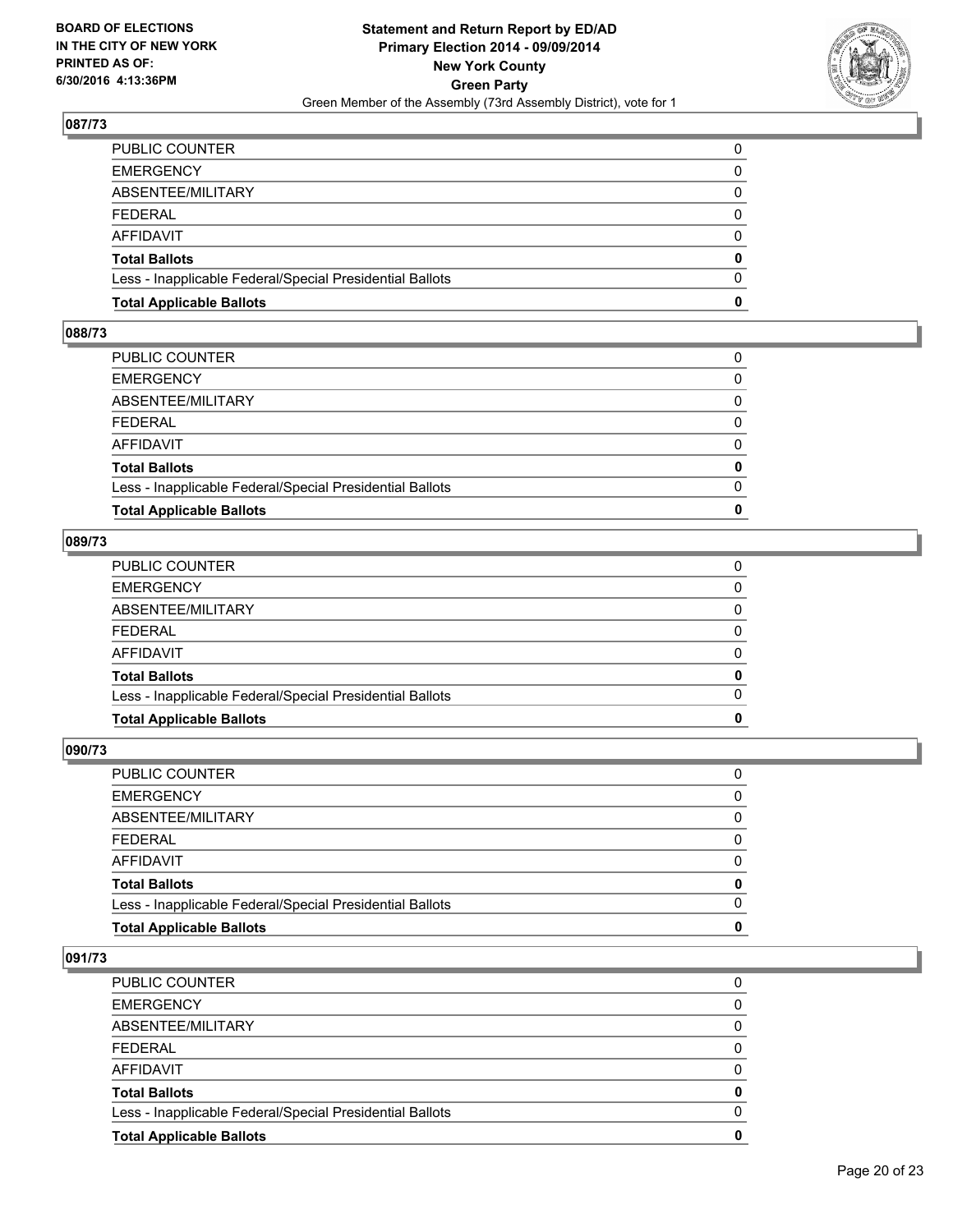BOARD OF ELECTIONS
IN THE CITY OF NEW YORK
PRINTED AS OF:
6/30/2016 4:13:36PM

**Statement and Return Report by ED/AD**
**Primary Election 2014 - 09/09/2014**
**New York County**
**Green Party**
Green Member of the Assembly (73rd Assembly District), vote for 1

### 087/73

| | |
|---|---|
| PUBLIC COUNTER | 0 |
| EMERGENCY | 0 |
| ABSENTEE/MILITARY | 0 |
| FEDERAL | 0 |
| AFFIDAVIT | 0 |
| **Total Ballots** | **0** |
| Less - Inapplicable Federal/Special Presidential Ballots | 0 |
| **Total Applicable Ballots** | **0** |

### 088/73

| | |
|---|---|
| PUBLIC COUNTER | 0 |
| EMERGENCY | 0 |
| ABSENTEE/MILITARY | 0 |
| FEDERAL | 0 |
| AFFIDAVIT | 0 |
| **Total Ballots** | **0** |
| Less - Inapplicable Federal/Special Presidential Ballots | 0 |
| **Total Applicable Ballots** | **0** |

### 089/73

| | |
|---|---|
| PUBLIC COUNTER | 0 |
| EMERGENCY | 0 |
| ABSENTEE/MILITARY | 0 |
| FEDERAL | 0 |
| AFFIDAVIT | 0 |
| **Total Ballots** | **0** |
| Less - Inapplicable Federal/Special Presidential Ballots | 0 |
| **Total Applicable Ballots** | **0** |

### 090/73

| | |
|---|---|
| PUBLIC COUNTER | 0 |
| EMERGENCY | 0 |
| ABSENTEE/MILITARY | 0 |
| FEDERAL | 0 |
| AFFIDAVIT | 0 |
| **Total Ballots** | **0** |
| Less - Inapplicable Federal/Special Presidential Ballots | 0 |
| **Total Applicable Ballots** | **0** |

### 091/73

| | |
|---|---|
| PUBLIC COUNTER | 0 |
| EMERGENCY | 0 |
| ABSENTEE/MILITARY | 0 |
| FEDERAL | 0 |
| AFFIDAVIT | 0 |
| **Total Ballots** | **0** |
| Less - Inapplicable Federal/Special Presidential Ballots | 0 |
| **Total Applicable Ballots** | **0** |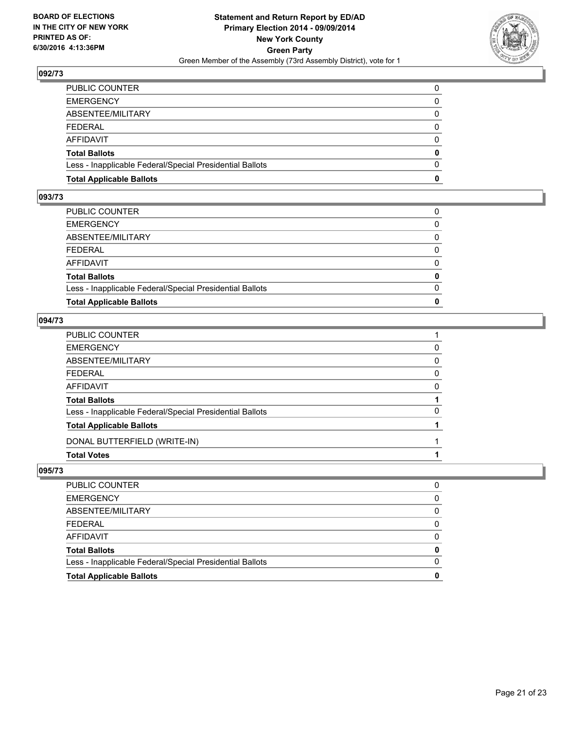BOARD OF ELECTIONS
IN THE CITY OF NEW YORK
PRINTED AS OF:
6/30/2016 4:13:36PM

**Statement and Return Report by ED/AD**
**Primary Election 2014 - 09/09/2014**
**New York County**
**Green Party**
Green Member of the Assembly (73rd Assembly District), vote for 1

### 092/73

| | |
|---|---|
| PUBLIC COUNTER | 0 |
| EMERGENCY | 0 |
| ABSENTEE/MILITARY | 0 |
| FEDERAL | 0 |
| AFFIDAVIT | 0 |
| **Total Ballots** | **0** |
| Less - Inapplicable Federal/Special Presidential Ballots | 0 |
| **Total Applicable Ballots** | **0** |

### 093/73

| | |
|---|---|
| PUBLIC COUNTER | 0 |
| EMERGENCY | 0 |
| ABSENTEE/MILITARY | 0 |
| FEDERAL | 0 |
| AFFIDAVIT | 0 |
| **Total Ballots** | **0** |
| Less - Inapplicable Federal/Special Presidential Ballots | 0 |
| **Total Applicable Ballots** | **0** |

### 094/73

| | |
|---|---|
| PUBLIC COUNTER | 1 |
| EMERGENCY | 0 |
| ABSENTEE/MILITARY | 0 |
| FEDERAL | 0 |
| AFFIDAVIT | 0 |
| **Total Ballots** | **1** |
| Less - Inapplicable Federal/Special Presidential Ballots | 0 |
| **Total Applicable Ballots** | **1** |
| DONAL BUTTERFIELD (WRITE-IN) | 1 |
| **Total Votes** | **1** |

### 095/73

| | |
|---|---|
| PUBLIC COUNTER | 0 |
| EMERGENCY | 0 |
| ABSENTEE/MILITARY | 0 |
| FEDERAL | 0 |
| AFFIDAVIT | 0 |
| **Total Ballots** | **0** |
| Less - Inapplicable Federal/Special Presidential Ballots | 0 |
| **Total Applicable Ballots** | **0** |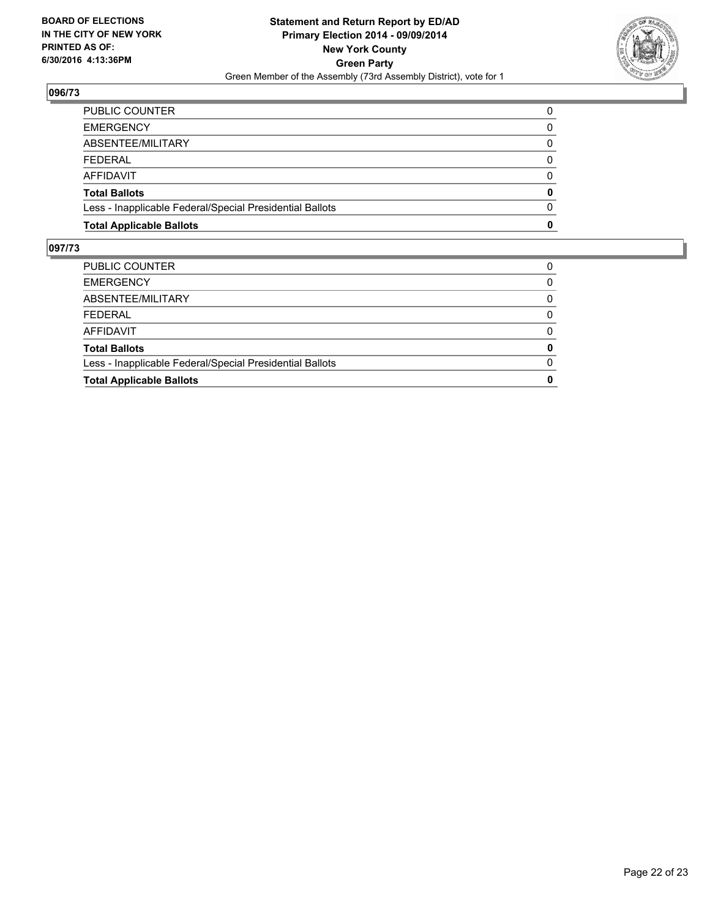### 096/73

| | |
|---|---|
| PUBLIC COUNTER | 0 |
| EMERGENCY | 0 |
| ABSENTEE/MILITARY | 0 |
| FEDERAL | 0 |
| AFFIDAVIT | 0 |
| **Total Ballots** | **0** |
| Less - Inapplicable Federal/Special Presidential Ballots | 0 |
| **Total Applicable Ballots** | **0** |

### 097/73

| | |
|---|---|
| PUBLIC COUNTER | 0 |
| EMERGENCY | 0 |
| ABSENTEE/MILITARY | 0 |
| FEDERAL | 0 |
| AFFIDAVIT | 0 |
| **Total Ballots** | **0** |
| Less - Inapplicable Federal/Special Presidential Ballots | 0 |
| **Total Applicable Ballots** | **0** |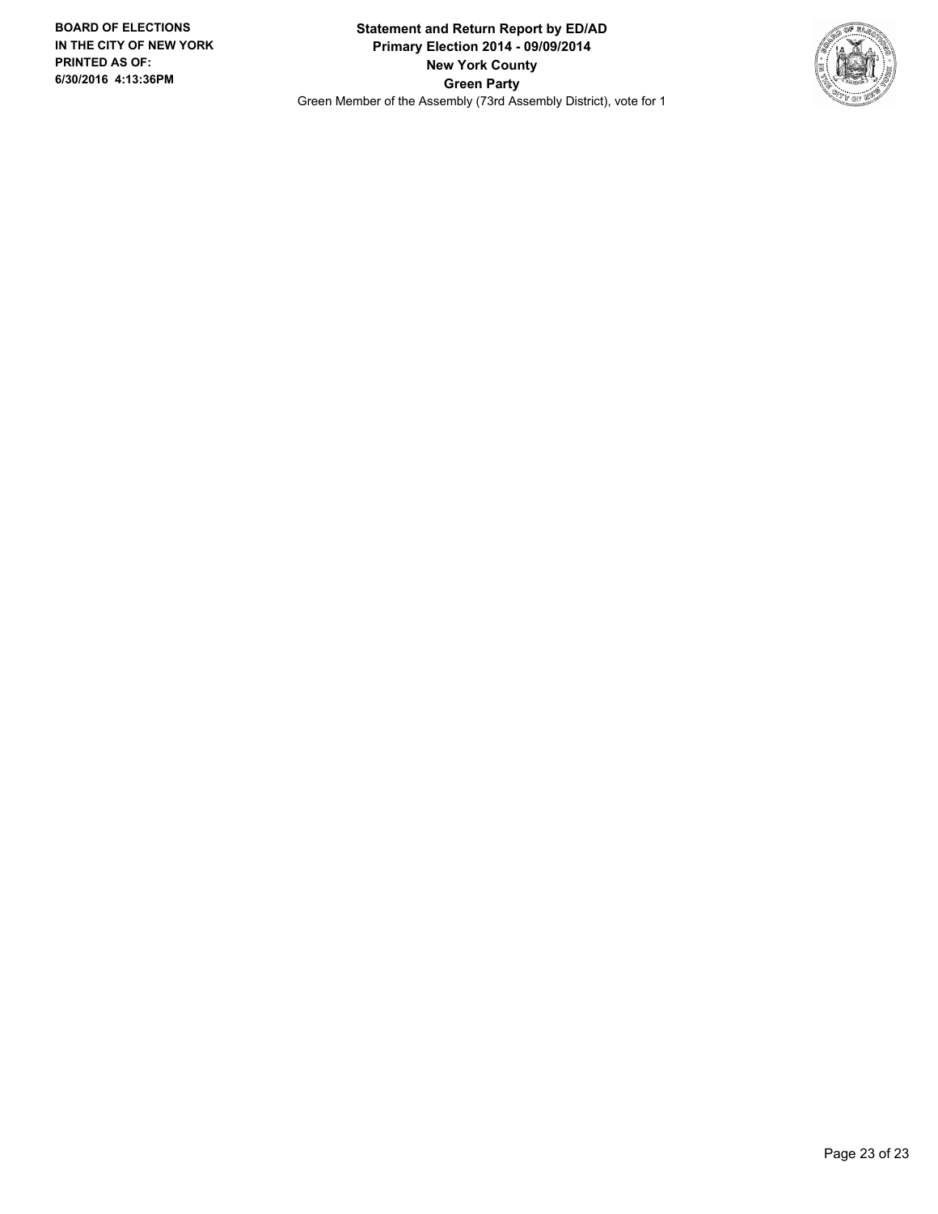**BOARD OF ELECTIONS**
**IN THE CITY OF NEW YORK**
**PRINTED AS OF:**
**6/30/2016 4:13:36PM**

**Statement and Return Report by ED/AD**
**Primary Election 2014 - 09/09/2014**
**New York County**
**Green Party**
Green Member of the Assembly (73rd Assembly District), vote for 1